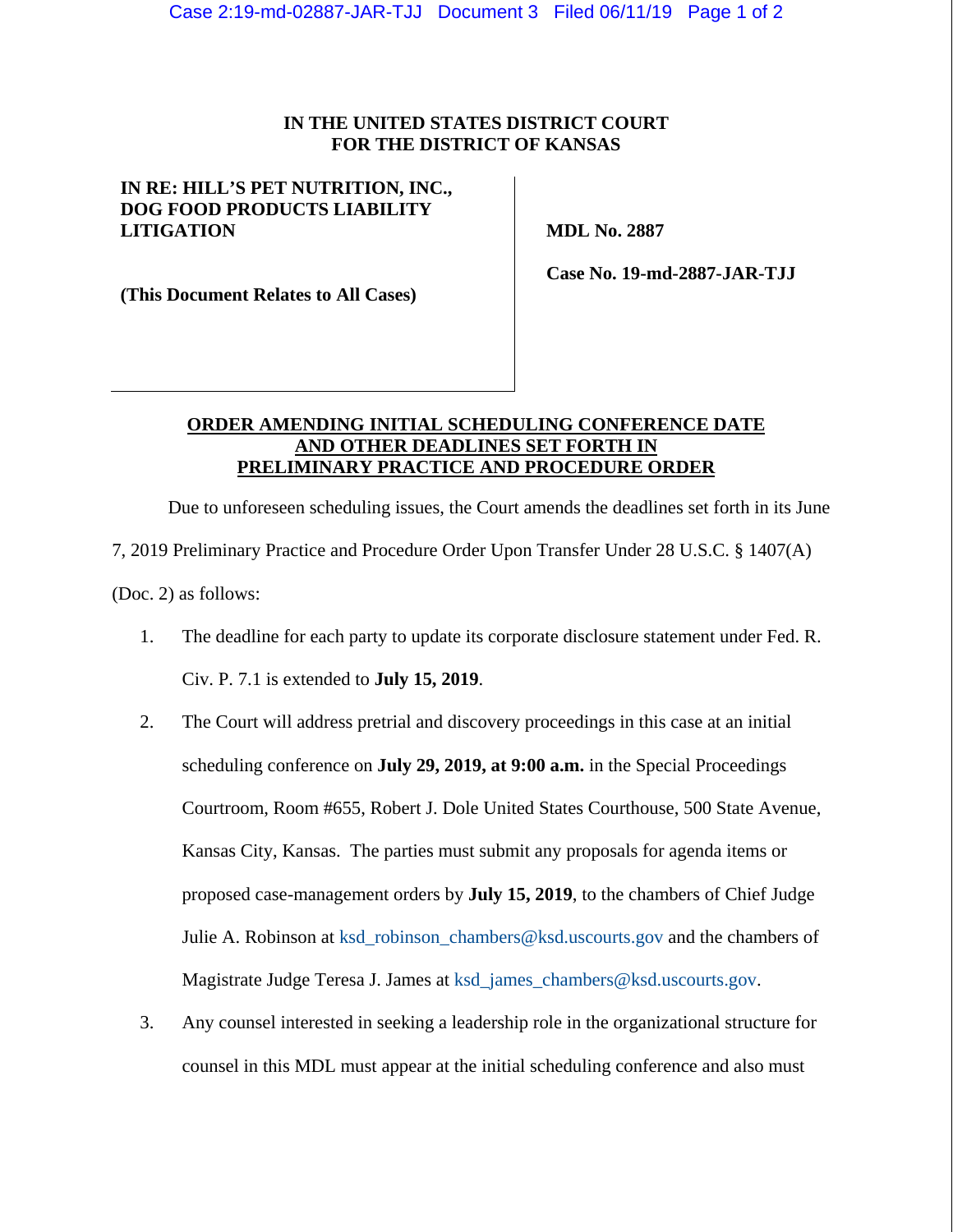**IN THE UNITED STATES DISTRICT COURT**
**FOR THE DISTRICT OF KANSAS**

| | |
|---|---|
| **IN RE: HILL'S PET NUTRITION, INC., DOG FOOD PRODUCTS LIABILITY LITIGATION** <br><br> **(This Document Relates to All Cases)** | **MDL No. 2887** <br><br> **Case No. 19-md-2887-JAR-TJJ** |

**ORDER AMENDING INITIAL SCHEDULING CONFERENCE DATE AND OTHER DEADLINES SET FORTH IN PRELIMINARY PRACTICE AND PROCEDURE ORDER**

Due to unforeseen scheduling issues, the Court amends the deadlines set forth in its June 7, 2019 Preliminary Practice and Procedure Order Upon Transfer Under 28 U.S.C. § 1407(A) (Doc. 2) as follows:

1. The deadline for each party to update its corporate disclosure statement under Fed. R. Civ. P. 7.1 is extended to **July 15, 2019**.

2. The Court will address pretrial and discovery proceedings in this case at an initial scheduling conference on **July 29, 2019, at 9:00 a.m.** in the Special Proceedings Courtroom, Room #655, Robert J. Dole United States Courthouse, 500 State Avenue, Kansas City, Kansas. The parties must submit any proposals for agenda items or proposed case-management orders by **July 15, 2019**, to the chambers of Chief Judge Julie A. Robinson at ksd_robinson_chambers@ksd.uscourts.gov and the chambers of Magistrate Judge Teresa J. James at ksd_james_chambers@ksd.uscourts.gov.

3. Any counsel interested in seeking a leadership role in the organizational structure for counsel in this MDL must appear at the initial scheduling conference and also must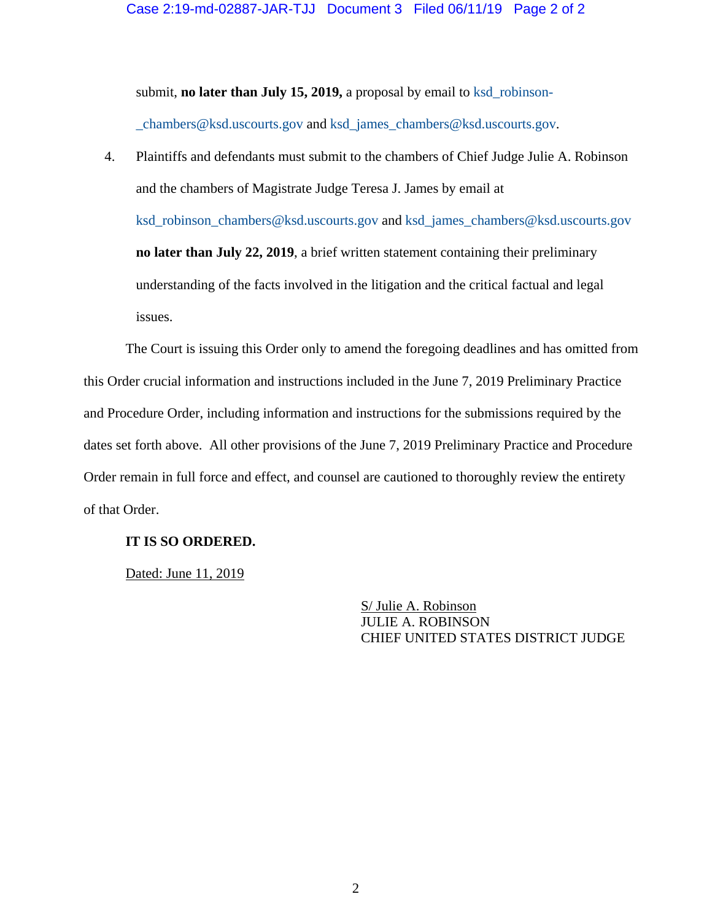submit, **no later than July 15, 2019,** a proposal by email to ksd_robinson-_chambers@ksd.uscourts.gov and ksd_james_chambers@ksd.uscourts.gov.

4. Plaintiffs and defendants must submit to the chambers of Chief Judge Julie A. Robinson and the chambers of Magistrate Judge Teresa J. James by email at ksd_robinson_chambers@ksd.uscourts.gov and ksd_james_chambers@ksd.uscourts.gov **no later than July 22, 2019**, a brief written statement containing their preliminary understanding of the facts involved in the litigation and the critical factual and legal issues.

The Court is issuing this Order only to amend the foregoing deadlines and has omitted from this Order crucial information and instructions included in the June 7, 2019 Preliminary Practice and Procedure Order, including information and instructions for the submissions required by the dates set forth above. All other provisions of the June 7, 2019 Preliminary Practice and Procedure Order remain in full force and effect, and counsel are cautioned to thoroughly review the entirety of that Order.

**IT IS SO ORDERED.**

Dated: June 11, 2019

S/ Julie A. Robinson
JULIE A. ROBINSON
CHIEF UNITED STATES DISTRICT JUDGE